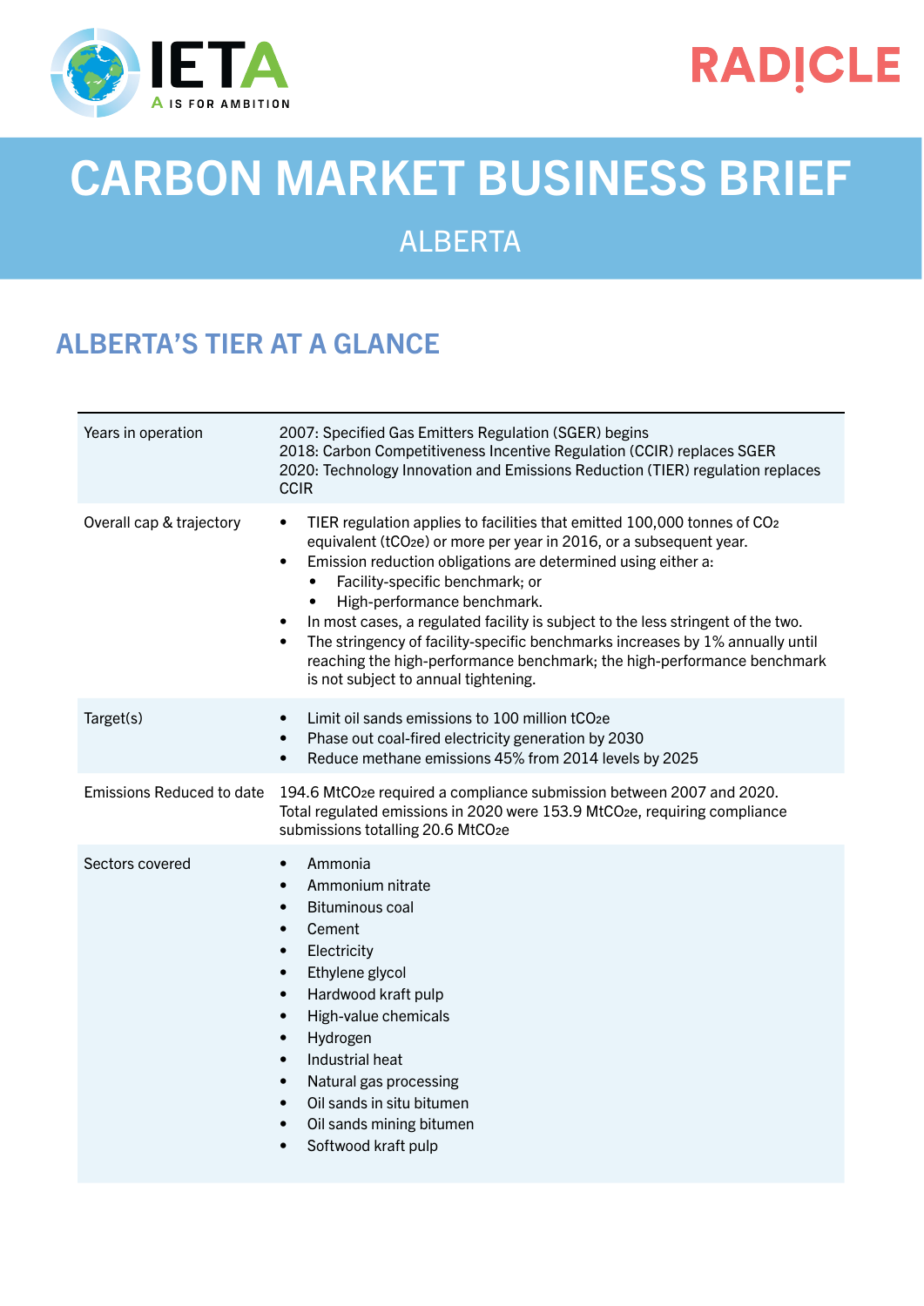# CARBON MARKET BUSINESS BRIEF

## ALBERTA

## ALBERTA'S TIER AT A GLANCE

| | |
|---|---|
| Years in operation | 2007: Specified Gas Emitters Regulation (SGER) begins<br>2018: Carbon Competitiveness Incentive Regulation (CCIR) replaces SGER<br>2020: Technology Innovation and Emissions Reduction (TIER) regulation replaces CCIR |
| Overall cap & trajectory | • TIER regulation applies to facilities that emitted 100,000 tonnes of $CO_2$ equivalent ($tCO_2e$) or more per year in 2016, or a subsequent year.<br>• Emission reduction obligations are determined using either a:<br>&nbsp;&nbsp;&nbsp;&nbsp;• Facility-specific benchmark; or<br>&nbsp;&nbsp;&nbsp;&nbsp;• High-performance benchmark.<br>• In most cases, a regulated facility is subject to the less stringent of the two.<br>• The stringency of facility-specific benchmarks increases by 1% annually until reaching the high-performance benchmark; the high-performance benchmark is not subject to annual tightening. |
| Target(s) | • Limit oil sands emissions to 100 million $tCO_2e$<br>• Phase out coal-fired electricity generation by 2030<br>• Reduce methane emissions 45% from 2014 levels by 2025 |
| Emissions Reduced to date | 194.6 $MtCO_2e$ required a compliance submission between 2007 and 2020. Total regulated emissions in 2020 were 153.9 $MtCO_2e$, requiring compliance submissions totalling 20.6 $MtCO_2e$ |
| Sectors covered | • Ammonia<br>• Ammonium nitrate<br>• Bituminous coal<br>• Cement<br>• Electricity<br>• Ethylene glycol<br>• Hardwood kraft pulp<br>• High-value chemicals<br>• Hydrogen<br>• Industrial heat<br>• Natural gas processing<br>• Oil sands in situ bitumen<br>• Oil sands mining bitumen<br>• Softwood kraft pulp |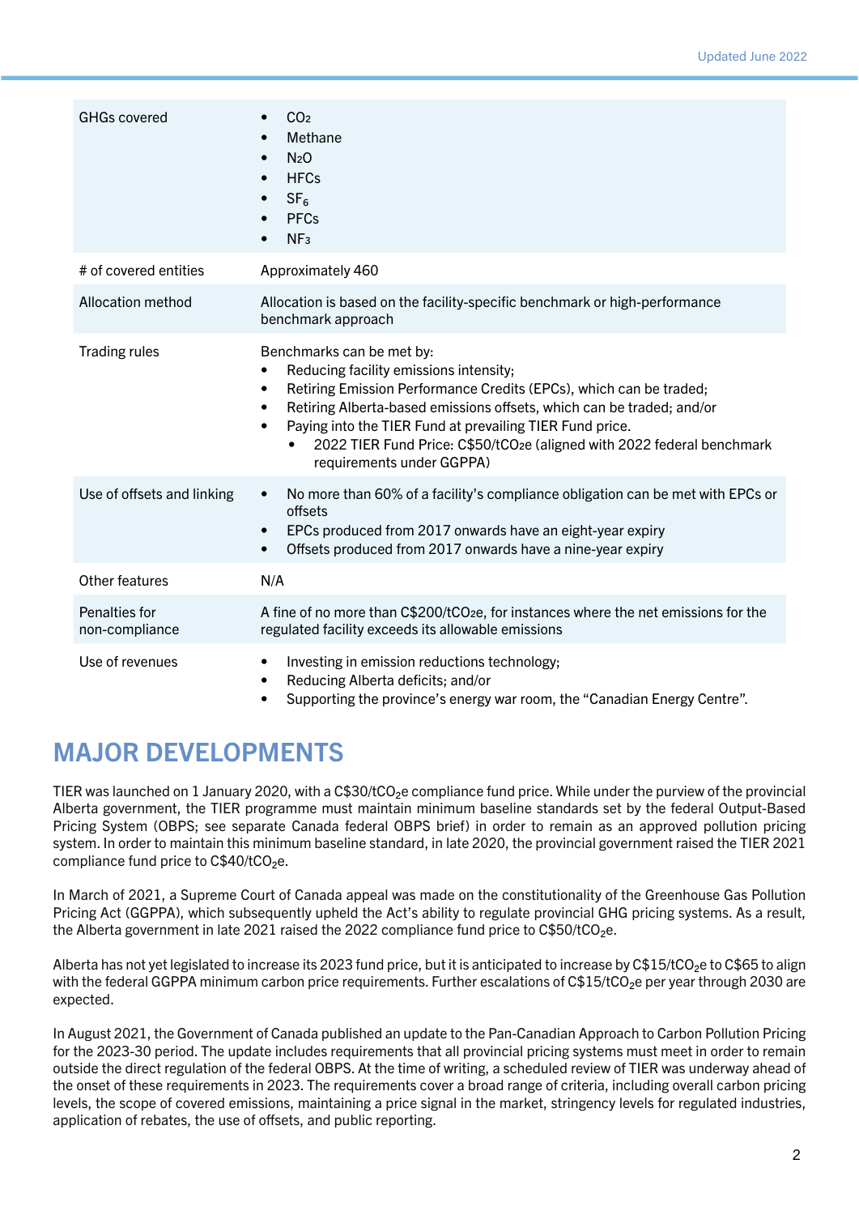| | |
|---|---|
| GHGs covered | • $CO_2$<br>• Methane<br>• $N_2O$<br>• HFCs<br>• $SF_6$<br>• PFCs<br>• $NF_3$ |
| # of covered entities | Approximately 460 |
| Allocation method | Allocation is based on the facility-specific benchmark or high-performance benchmark approach |
| Trading rules | Benchmarks can be met by:<br>• Reducing facility emissions intensity;<br>• Retiring Emission Performance Credits (EPCs), which can be traded;<br>• Retiring Alberta-based emissions offsets, which can be traded; and/or<br>• Paying into the TIER Fund at prevailing TIER Fund price.<br>  • 2022 TIER Fund Price: C$50/$tCO_2e$ (aligned with 2022 federal benchmark requirements under GGPPA) |
| Use of offsets and linking | • No more than 60% of a facility's compliance obligation can be met with EPCs or offsets<br>• EPCs produced from 2017 onwards have an eight-year expiry<br>• Offsets produced from 2017 onwards have a nine-year expiry |
| Other features | N/A |
| Penalties for non-compliance | A fine of no more than C$200/$tCO_2e$, for instances where the net emissions for the regulated facility exceeds its allowable emissions |
| Use of revenues | • Investing in emission reductions technology;<br>• Reducing Alberta deficits; and/or<br>• Supporting the province's energy war room, the "Canadian Energy Centre". |

## MAJOR DEVELOPMENTS

TIER was launched on 1 January 2020, with a C$30/$tCO_2e$ compliance fund price. While under the purview of the provincial Alberta government, the TIER programme must maintain minimum baseline standards set by the federal Output-Based Pricing System (OBPS; see separate Canada federal OBPS brief) in order to remain as an approved pollution pricing system. In order to maintain this minimum baseline standard, in late 2020, the provincial government raised the TIER 2021 compliance fund price to C$40/$tCO_2e$.

In March of 2021, a Supreme Court of Canada appeal was made on the constitutionality of the Greenhouse Gas Pollution Pricing Act (GGPPA), which subsequently upheld the Act's ability to regulate provincial GHG pricing systems. As a result, the Alberta government in late 2021 raised the 2022 compliance fund price to C$50/$tCO_2e$.

Alberta has not yet legislated to increase its 2023 fund price, but it is anticipated to increase by C$15/$tCO_2e$ to C$65 to align with the federal GGPPA minimum carbon price requirements. Further escalations of C$15/$tCO_2e$ per year through 2030 are expected.

In August 2021, the Government of Canada published an update to the Pan-Canadian Approach to Carbon Pollution Pricing for the 2023-30 period. The update includes requirements that all provincial pricing systems must meet in order to remain outside the direct regulation of the federal OBPS. At the time of writing, a scheduled review of TIER was underway ahead of the onset of these requirements in 2023. The requirements cover a broad range of criteria, including overall carbon pricing levels, the scope of covered emissions, maintaining a price signal in the market, stringency levels for regulated industries, application of rebates, the use of offsets, and public reporting.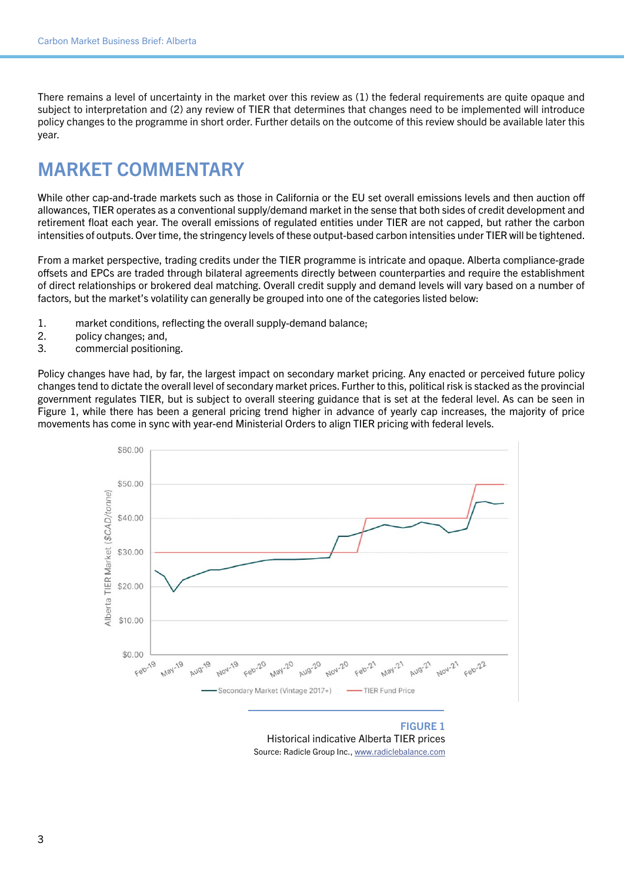There remains a level of uncertainty in the market over this review as (1) the federal requirements are quite opaque and subject to interpretation and (2) any review of TIER that determines that changes need to be implemented will introduce policy changes to the programme in short order. Further details on the outcome of this review should be available later this year.

## MARKET COMMENTARY

While other cap-and-trade markets such as those in California or the EU set overall emissions levels and then auction off allowances, TIER operates as a conventional supply/demand market in the sense that both sides of credit development and retirement float each year. The overall emissions of regulated entities under TIER are not capped, but rather the carbon intensities of outputs. Over time, the stringency levels of these output-based carbon intensities under TIER will be tightened.

From a market perspective, trading credits under the TIER programme is intricate and opaque. Alberta compliance-grade offsets and EPCs are traded through bilateral agreements directly between counterparties and require the establishment of direct relationships or brokered deal matching. Overall credit supply and demand levels will vary based on a number of factors, but the market's volatility can generally be grouped into one of the categories listed below:

1. market conditions, reflecting the overall supply-demand balance;
2. policy changes; and,
3. commercial positioning.

Policy changes have had, by far, the largest impact on secondary market pricing. Any enacted or perceived future policy changes tend to dictate the overall level of secondary market prices. Further to this, political risk is stacked as the provincial government regulates TIER, but is subject to overall steering guidance that is set at the federal level. As can be seen in Figure 1, while there has been a general pricing trend higher in advance of yearly cap increases, the majority of price movements has come in sync with year-end Ministerial Orders to align TIER pricing with federal levels.

**FIGURE 1**
Historical indicative Alberta TIER prices
Source: Radicle Group Inc., www.radiclebalance.com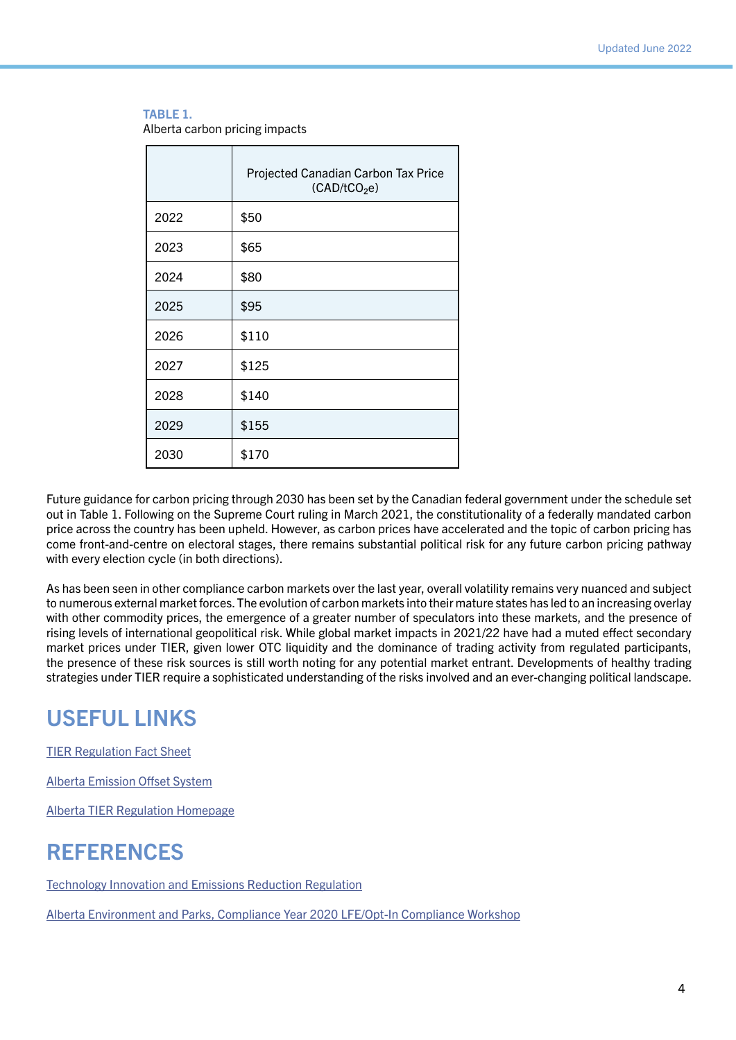**TABLE 1.**
Alberta carbon pricing impacts

| | Projected Canadian Carbon Tax Price (CAD/t$CO_2$e) |
|---|---|
| 2022 | $50 |
| 2023 | $65 |
| 2024 | $80 |
| 2025 | $95 |
| 2026 | $110 |
| 2027 | $125 |
| 2028 | $140 |
| 2029 | $155 |
| 2030 | $170 |

Future guidance for carbon pricing through 2030 has been set by the Canadian federal government under the schedule set out in Table 1. Following on the Supreme Court ruling in March 2021, the constitutionality of a federally mandated carbon price across the country has been upheld. However, as carbon prices have accelerated and the topic of carbon pricing has come front-and-centre on electoral stages, there remains substantial political risk for any future carbon pricing pathway with every election cycle (in both directions).

As has been seen in other compliance carbon markets over the last year, overall volatility remains very nuanced and subject to numerous external market forces. The evolution of carbon markets into their mature states has led to an increasing overlay with other commodity prices, the emergence of a greater number of speculators into these markets, and the presence of rising levels of international geopolitical risk. While global market impacts in 2021/22 have had a muted effect secondary market prices under TIER, given lower OTC liquidity and the dominance of trading activity from regulated participants, the presence of these risk sources is still worth noting for any potential market entrant. Developments of healthy trading strategies under TIER require a sophisticated understanding of the risks involved and an ever-changing political landscape.

## USEFUL LINKS

TIER Regulation Fact Sheet

Alberta Emission Offset System

Alberta TIER Regulation Homepage

## REFERENCES

Technology Innovation and Emissions Reduction Regulation

Alberta Environment and Parks, Compliance Year 2020 LFE/Opt-In Compliance Workshop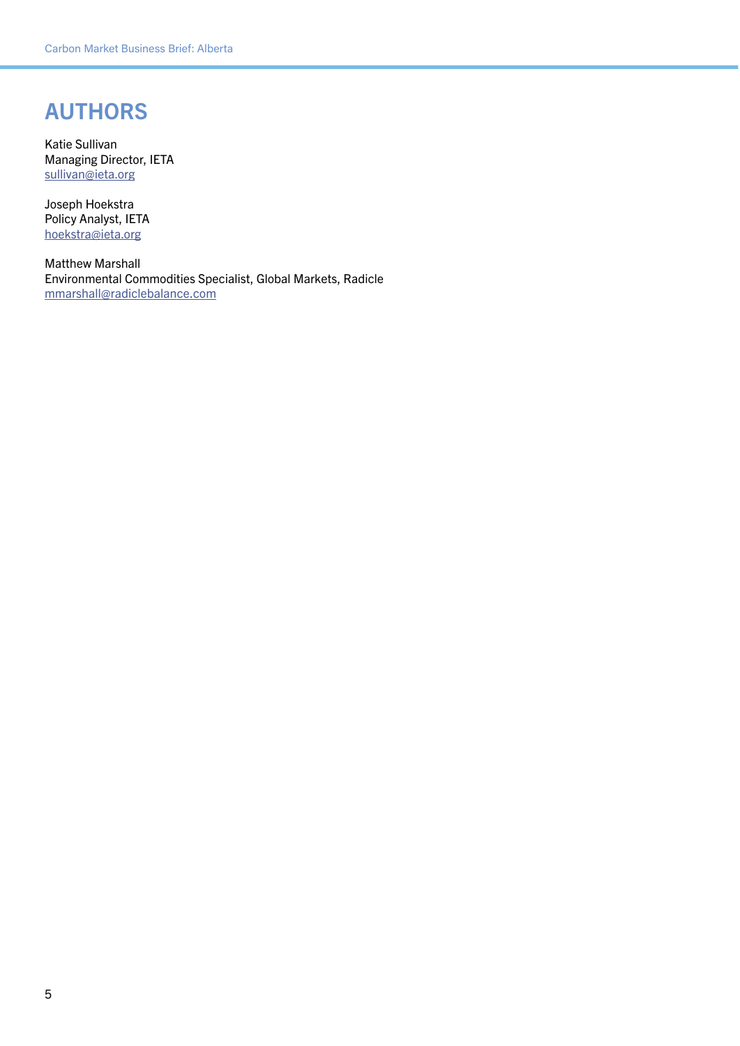# AUTHORS

Katie Sullivan
Managing Director, IETA
sullivan@ieta.org

Joseph Hoekstra
Policy Analyst, IETA
hoekstra@ieta.org

Matthew Marshall
Environmental Commodities Specialist, Global Markets, Radicle
mmarshall@radiclebalance.com